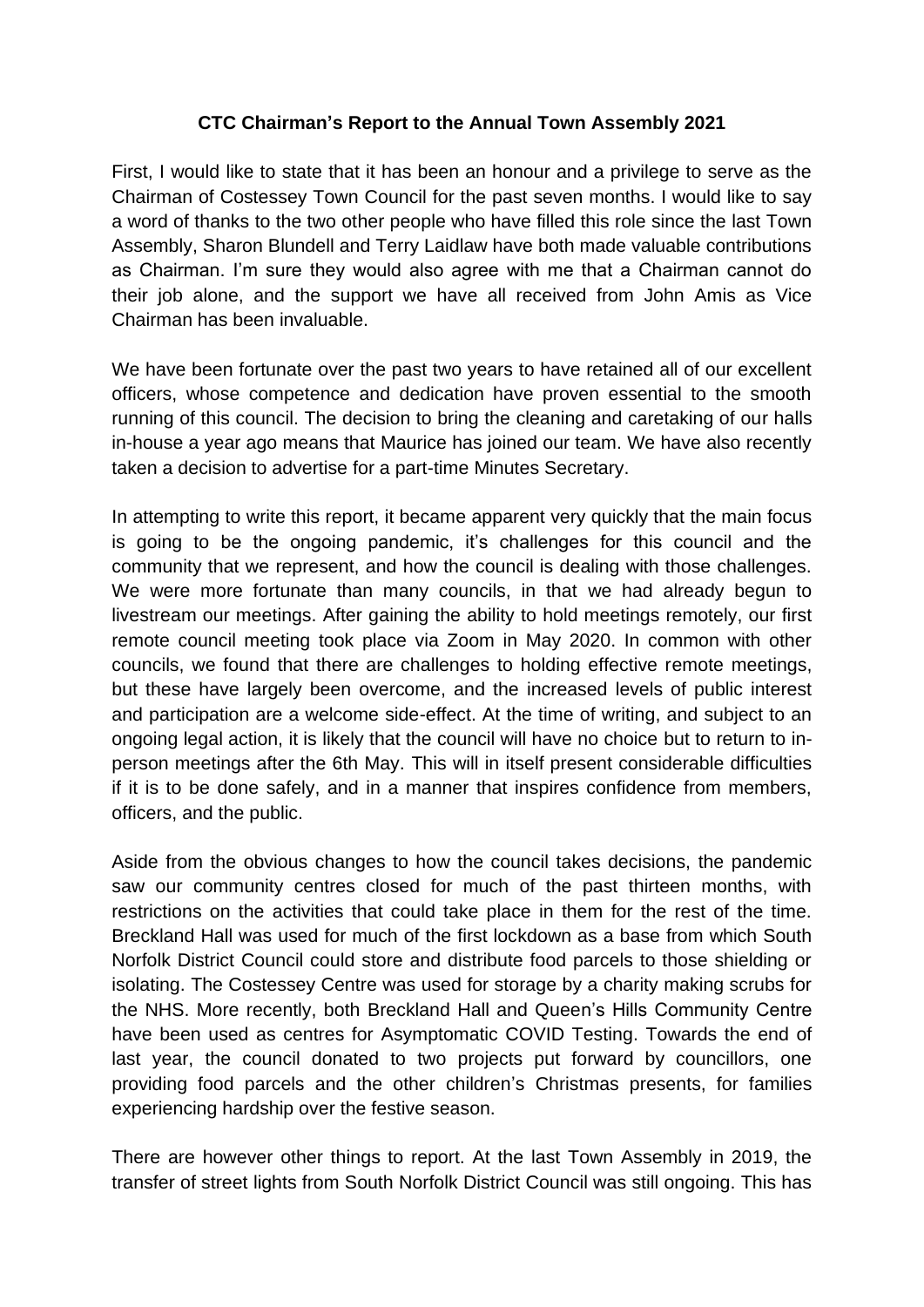**CTC Chairman's Report to the Annual Town Assembly 2021**

First, I would like to state that it has been an honour and a privilege to serve as the Chairman of Costessey Town Council for the past seven months. I would like to say a word of thanks to the two other people who have filled this role since the last Town Assembly, Sharon Blundell and Terry Laidlaw have both made valuable contributions as Chairman. I'm sure they would also agree with me that a Chairman cannot do their job alone, and the support we have all received from John Amis as Vice Chairman has been invaluable.

We have been fortunate over the past two years to have retained all of our excellent officers, whose competence and dedication have proven essential to the smooth running of this council. The decision to bring the cleaning and caretaking of our halls in-house a year ago means that Maurice has joined our team. We have also recently taken a decision to advertise for a part-time Minutes Secretary.

In attempting to write this report, it became apparent very quickly that the main focus is going to be the ongoing pandemic, it's challenges for this council and the community that we represent, and how the council is dealing with those challenges. We were more fortunate than many councils, in that we had already begun to livestream our meetings. After gaining the ability to hold meetings remotely, our first remote council meeting took place via Zoom in May 2020. In common with other councils, we found that there are challenges to holding effective remote meetings, but these have largely been overcome, and the increased levels of public interest and participation are a welcome side-effect. At the time of writing, and subject to an ongoing legal action, it is likely that the council will have no choice but to return to in-person meetings after the 6th May. This will in itself present considerable difficulties if it is to be done safely, and in a manner that inspires confidence from members, officers, and the public.

Aside from the obvious changes to how the council takes decisions, the pandemic saw our community centres closed for much of the past thirteen months, with restrictions on the activities that could take place in them for the rest of the time. Breckland Hall was used for much of the first lockdown as a base from which South Norfolk District Council could store and distribute food parcels to those shielding or isolating. The Costessey Centre was used for storage by a charity making scrubs for the NHS. More recently, both Breckland Hall and Queen's Hills Community Centre have been used as centres for Asymptomatic COVID Testing. Towards the end of last year, the council donated to two projects put forward by councillors, one providing food parcels and the other children's Christmas presents, for families experiencing hardship over the festive season.

There are however other things to report. At the last Town Assembly in 2019, the transfer of street lights from South Norfolk District Council was still ongoing. This has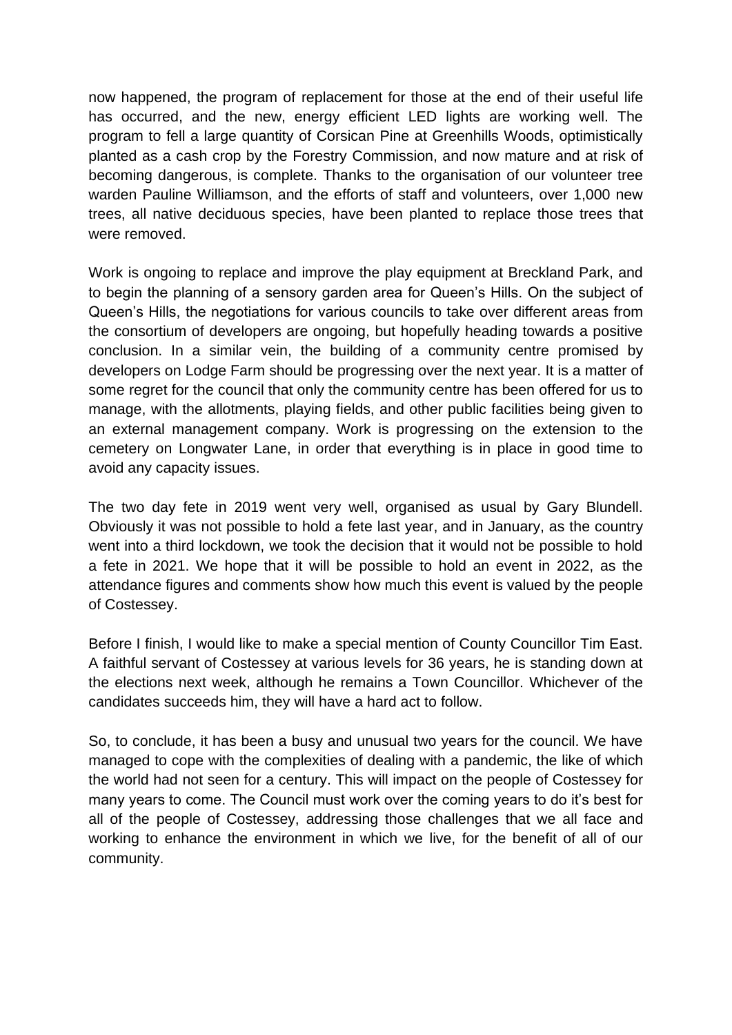now happened, the program of replacement for those at the end of their useful life has occurred, and the new, energy efficient LED lights are working well. The program to fell a large quantity of Corsican Pine at Greenhills Woods, optimistically planted as a cash crop by the Forestry Commission, and now mature and at risk of becoming dangerous, is complete. Thanks to the organisation of our volunteer tree warden Pauline Williamson, and the efforts of staff and volunteers, over 1,000 new trees, all native deciduous species, have been planted to replace those trees that were removed.

Work is ongoing to replace and improve the play equipment at Breckland Park, and to begin the planning of a sensory garden area for Queen's Hills. On the subject of Queen's Hills, the negotiations for various councils to take over different areas from the consortium of developers are ongoing, but hopefully heading towards a positive conclusion. In a similar vein, the building of a community centre promised by developers on Lodge Farm should be progressing over the next year. It is a matter of some regret for the council that only the community centre has been offered for us to manage, with the allotments, playing fields, and other public facilities being given to an external management company. Work is progressing on the extension to the cemetery on Longwater Lane, in order that everything is in place in good time to avoid any capacity issues.

The two day fete in 2019 went very well, organised as usual by Gary Blundell. Obviously it was not possible to hold a fete last year, and in January, as the country went into a third lockdown, we took the decision that it would not be possible to hold a fete in 2021. We hope that it will be possible to hold an event in 2022, as the attendance figures and comments show how much this event is valued by the people of Costessey.

Before I finish, I would like to make a special mention of County Councillor Tim East. A faithful servant of Costessey at various levels for 36 years, he is standing down at the elections next week, although he remains a Town Councillor. Whichever of the candidates succeeds him, they will have a hard act to follow.

So, to conclude, it has been a busy and unusual two years for the council. We have managed to cope with the complexities of dealing with a pandemic, the like of which the world had not seen for a century. This will impact on the people of Costessey for many years to come. The Council must work over the coming years to do it's best for all of the people of Costessey, addressing those challenges that we all face and working to enhance the environment in which we live, for the benefit of all of our community.